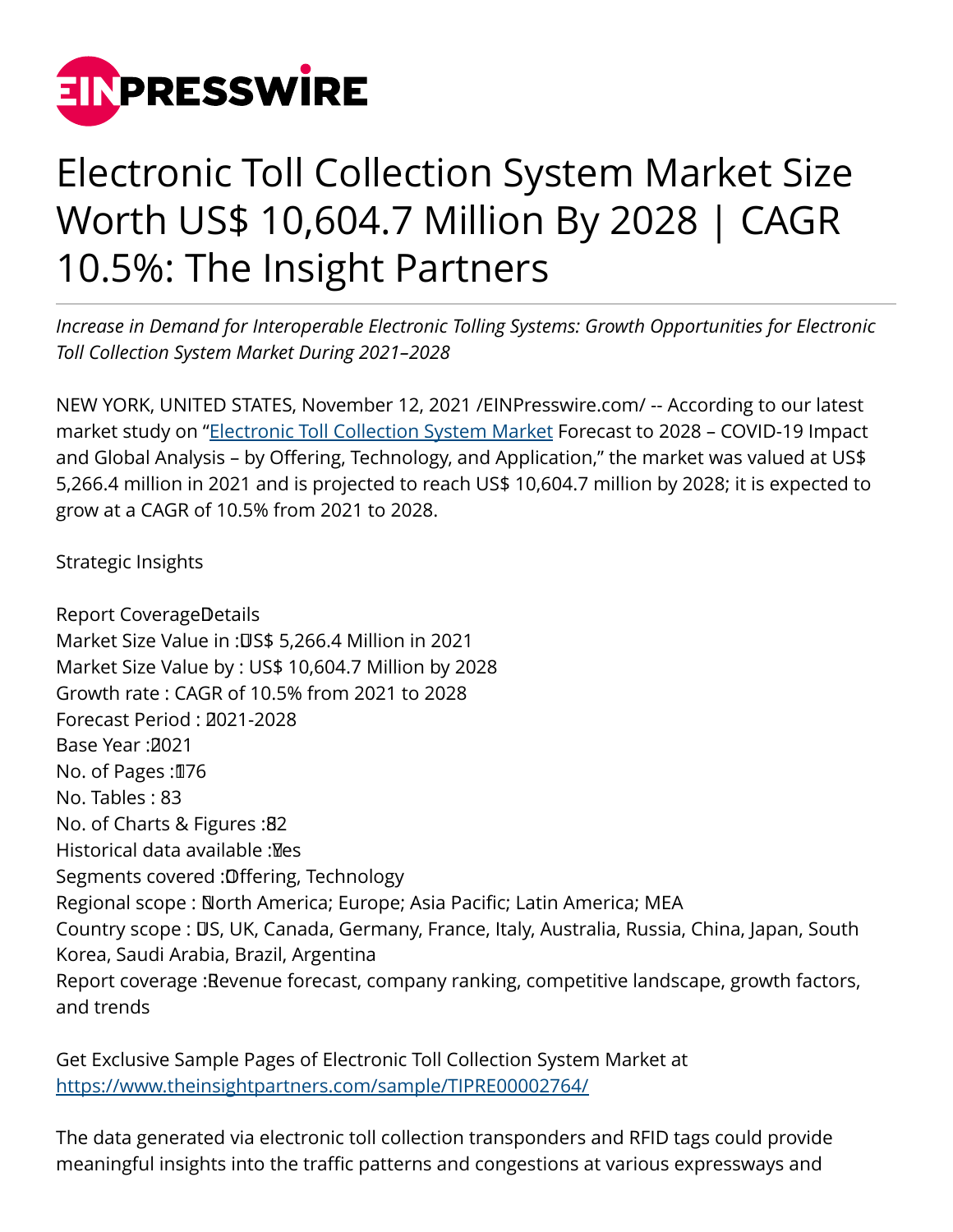# Electronic Toll Collection System Market Size Worth US$ 10,604.7 Million By 2028 | CAGR 10.5%: The Insight Partners

*Increase in Demand for Interoperable Electronic Tolling Systems: Growth Opportunities for Electronic Toll Collection System Market During 2021–2028*

NEW YORK, UNITED STATES, November 12, 2021 /EINPresswire.com/ -- According to our latest market study on "Electronic Toll Collection System Market Forecast to 2028 – COVID-19 Impact and Global Analysis – by Offering, Technology, and Application," the market was valued at US$ 5,266.4 million in 2021 and is projected to reach US$ 10,604.7 million by 2028; it is expected to grow at a CAGR of 10.5% from 2021 to 2028.

Strategic Insights

Report Coverage Details
Market Size Value in : US$ 5,266.4 Million in 2021
Market Size Value by : US$ 10,604.7 Million by 2028
Growth rate : CAGR of 10.5% from 2021 to 2028
Forecast Period : 2021-2028
Base Year : 2021
No. of Pages : 176
No. Tables : 83
No. of Charts & Figures : 82
Historical data available : Yes
Segments covered : Offering, Technology
Regional scope : North America; Europe; Asia Pacific; Latin America; MEA
Country scope : US, UK, Canada, Germany, France, Italy, Australia, Russia, China, Japan, South Korea, Saudi Arabia, Brazil, Argentina
Report coverage : Revenue forecast, company ranking, competitive landscape, growth factors, and trends

Get Exclusive Sample Pages of Electronic Toll Collection System Market at https://www.theinsightpartners.com/sample/TIPRE00002764/

The data generated via electronic toll collection transponders and RFID tags could provide meaningful insights into the traffic patterns and congestions at various expressways and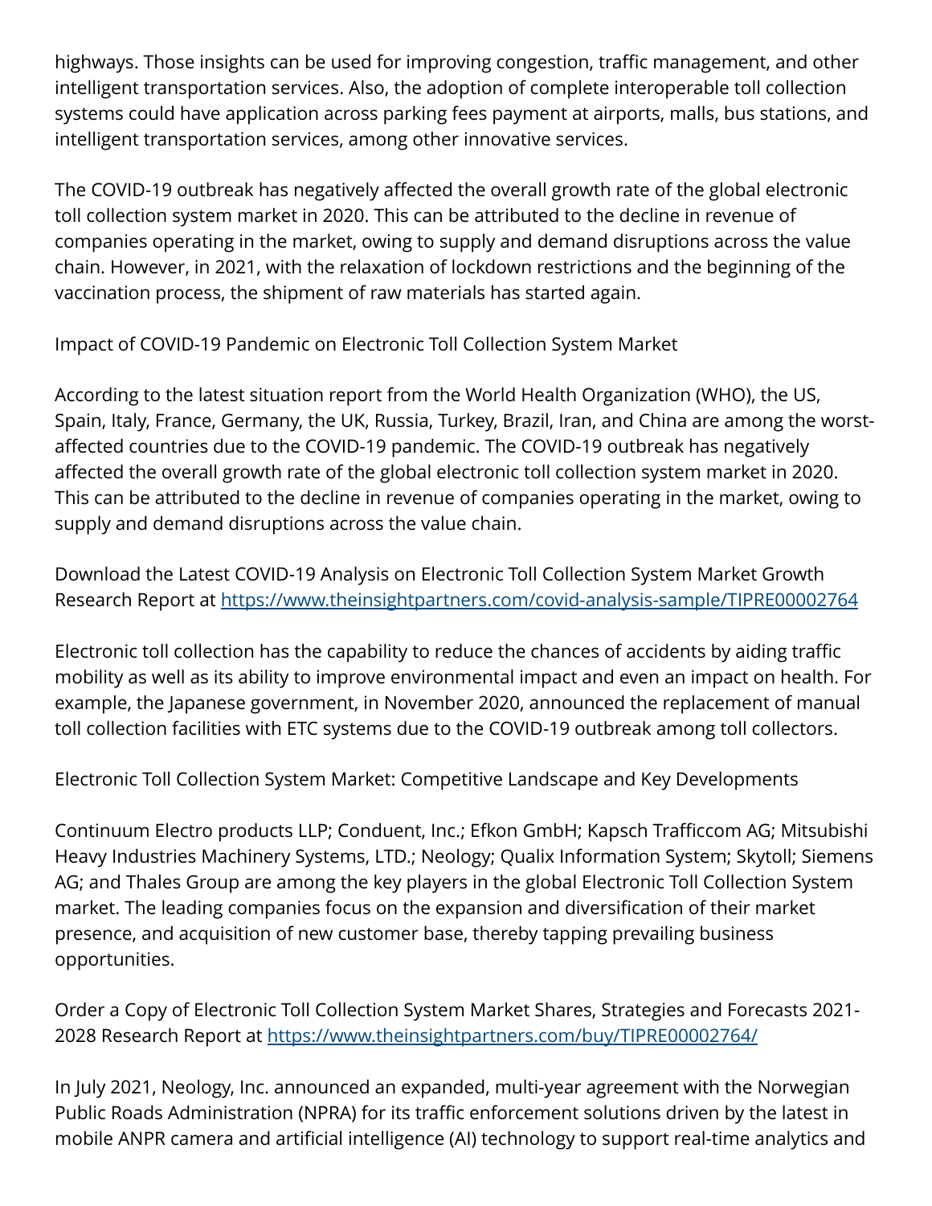highways. Those insights can be used for improving congestion, traffic management, and other intelligent transportation services. Also, the adoption of complete interoperable toll collection systems could have application across parking fees payment at airports, malls, bus stations, and intelligent transportation services, among other innovative services.

The COVID-19 outbreak has negatively affected the overall growth rate of the global electronic toll collection system market in 2020. This can be attributed to the decline in revenue of companies operating in the market, owing to supply and demand disruptions across the value chain. However, in 2021, with the relaxation of lockdown restrictions and the beginning of the vaccination process, the shipment of raw materials has started again.

Impact of COVID-19 Pandemic on Electronic Toll Collection System Market

According to the latest situation report from the World Health Organization (WHO), the US, Spain, Italy, France, Germany, the UK, Russia, Turkey, Brazil, Iran, and China are among the worst-affected countries due to the COVID-19 pandemic. The COVID-19 outbreak has negatively affected the overall growth rate of the global electronic toll collection system market in 2020. This can be attributed to the decline in revenue of companies operating in the market, owing to supply and demand disruptions across the value chain.

Download the Latest COVID-19 Analysis on Electronic Toll Collection System Market Growth Research Report at https://www.theinsightpartners.com/covid-analysis-sample/TIPRE00002764

Electronic toll collection has the capability to reduce the chances of accidents by aiding traffic mobility as well as its ability to improve environmental impact and even an impact on health. For example, the Japanese government, in November 2020, announced the replacement of manual toll collection facilities with ETC systems due to the COVID-19 outbreak among toll collectors.

Electronic Toll Collection System Market: Competitive Landscape and Key Developments

Continuum Electro products LLP; Conduent, Inc.; Efkon GmbH; Kapsch Trafficcom AG; Mitsubishi Heavy Industries Machinery Systems, LTD.; Neology; Qualix Information System; Skytoll; Siemens AG; and Thales Group are among the key players in the global Electronic Toll Collection System market. The leading companies focus on the expansion and diversification of their market presence, and acquisition of new customer base, thereby tapping prevailing business opportunities.

Order a Copy of Electronic Toll Collection System Market Shares, Strategies and Forecasts 2021-2028 Research Report at https://www.theinsightpartners.com/buy/TIPRE00002764/

In July 2021, Neology, Inc. announced an expanded, multi-year agreement with the Norwegian Public Roads Administration (NPRA) for its traffic enforcement solutions driven by the latest in mobile ANPR camera and artificial intelligence (AI) technology to support real-time analytics and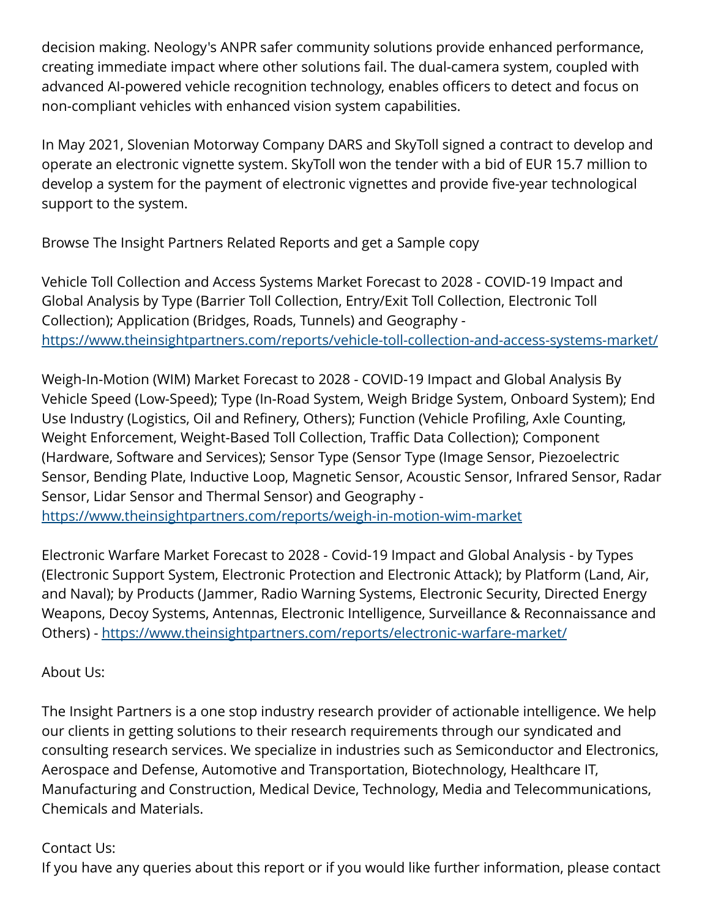decision making. Neology's ANPR safer community solutions provide enhanced performance, creating immediate impact where other solutions fail. The dual-camera system, coupled with advanced AI-powered vehicle recognition technology, enables officers to detect and focus on non-compliant vehicles with enhanced vision system capabilities.

In May 2021, Slovenian Motorway Company DARS and SkyToll signed a contract to develop and operate an electronic vignette system. SkyToll won the tender with a bid of EUR 15.7 million to develop a system for the payment of electronic vignettes and provide five-year technological support to the system.

Browse The Insight Partners Related Reports and get a Sample copy

Vehicle Toll Collection and Access Systems Market Forecast to 2028 - COVID-19 Impact and Global Analysis by Type (Barrier Toll Collection, Entry/Exit Toll Collection, Electronic Toll Collection); Application (Bridges, Roads, Tunnels) and Geography - https://www.theinsightpartners.com/reports/vehicle-toll-collection-and-access-systems-market/

Weigh-In-Motion (WIM) Market Forecast to 2028 - COVID-19 Impact and Global Analysis By Vehicle Speed (Low-Speed); Type (In-Road System, Weigh Bridge System, Onboard System); End Use Industry (Logistics, Oil and Refinery, Others); Function (Vehicle Profiling, Axle Counting, Weight Enforcement, Weight-Based Toll Collection, Traffic Data Collection); Component (Hardware, Software and Services); Sensor Type (Sensor Type (Image Sensor, Piezoelectric Sensor, Bending Plate, Inductive Loop, Magnetic Sensor, Acoustic Sensor, Infrared Sensor, Radar Sensor, Lidar Sensor and Thermal Sensor) and Geography - https://www.theinsightpartners.com/reports/weigh-in-motion-wim-market

Electronic Warfare Market Forecast to 2028 - Covid-19 Impact and Global Analysis - by Types (Electronic Support System, Electronic Protection and Electronic Attack); by Platform (Land, Air, and Naval); by Products (Jammer, Radio Warning Systems, Electronic Security, Directed Energy Weapons, Decoy Systems, Antennas, Electronic Intelligence, Surveillance & Reconnaissance and Others) - https://www.theinsightpartners.com/reports/electronic-warfare-market/

About Us:

The Insight Partners is a one stop industry research provider of actionable intelligence. We help our clients in getting solutions to their research requirements through our syndicated and consulting research services. We specialize in industries such as Semiconductor and Electronics, Aerospace and Defense, Automotive and Transportation, Biotechnology, Healthcare IT, Manufacturing and Construction, Medical Device, Technology, Media and Telecommunications, Chemicals and Materials.

Contact Us:
If you have any queries about this report or if you would like further information, please contact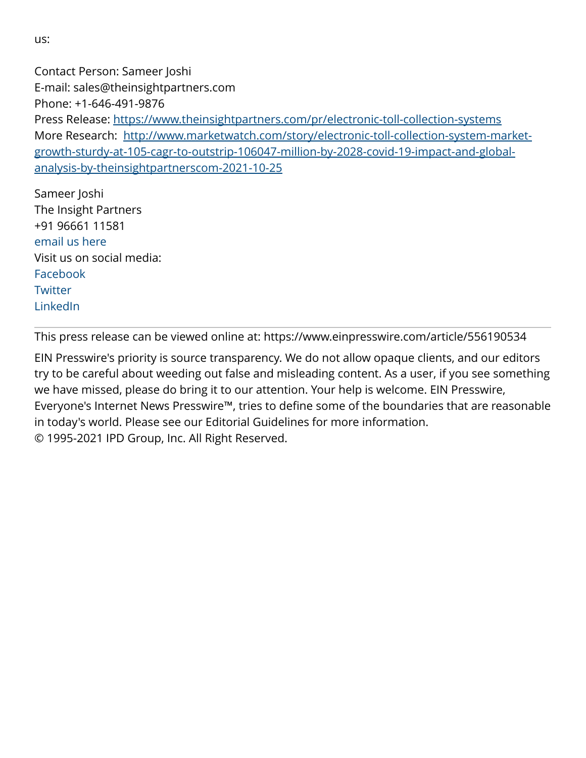us:

Contact Person: Sameer Joshi
E-mail: sales@theinsightpartners.com
Phone: +1-646-491-9876
Press Release: [https://www.theinsightpartners.com/pr/electronic-toll-collection-systems](https://www.theinsightpartners.com/pr/electronic-toll-collection-systems)
More Research: [http://www.marketwatch.com/story/electronic-toll-collection-system-market-growth-sturdy-at-105-cagr-to-outstrip-106047-million-by-2028-covid-19-impact-and-global-analysis-by-theinsightpartnerscom-2021-10-25](http://www.marketwatch.com/story/electronic-toll-collection-system-market-growth-sturdy-at-105-cagr-to-outstrip-106047-million-by-2028-covid-19-impact-and-global-analysis-by-theinsightpartnerscom-2021-10-25)

Sameer Joshi
The Insight Partners
+91 96661 11581
email us here
Visit us on social media:
Facebook
Twitter
LinkedIn

---

This press release can be viewed online at: https://www.einpresswire.com/article/556190534

EIN Presswire's priority is source transparency. We do not allow opaque clients, and our editors try to be careful about weeding out false and misleading content. As a user, if you see something we have missed, please do bring it to our attention. Your help is welcome. EIN Presswire, Everyone's Internet News Presswire™, tries to define some of the boundaries that are reasonable in today's world. Please see our Editorial Guidelines for more information.
© 1995-2021 IPD Group, Inc. All Right Reserved.